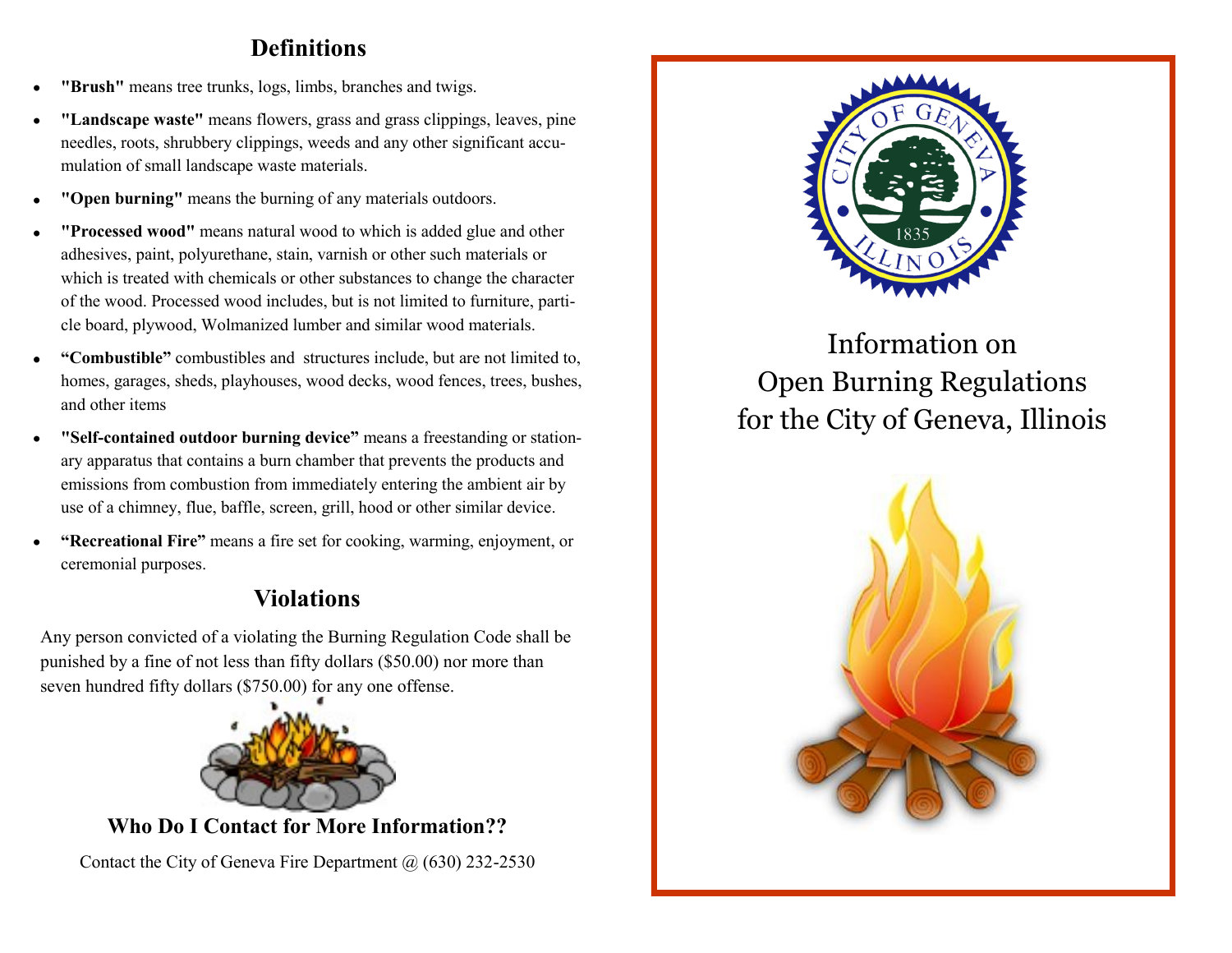## Definitions

- **"Brush"** means tree trunks, logs, limbs, branches and twigs.
- **"Landscape waste"** means flowers, grass and grass clippings, leaves, pine needles, roots, shrubbery clippings, weeds and any other significant accumulation of small landscape waste materials.
- **"Open burning"** means the burning of any materials outdoors.
- **"Processed wood"** means natural wood to which is added glue and other adhesives, paint, polyurethane, stain, varnish or other such materials or which is treated with chemicals or other substances to change the character of the wood. Processed wood includes, but is not limited to furniture, particle board, plywood, Wolmanized lumber and similar wood materials.
- **"Combustible"** combustibles and structures include, but are not limited to, homes, garages, sheds, playhouses, wood decks, wood fences, trees, bushes, and other items
- **"Self-contained outdoor burning device"** means a freestanding or stationary apparatus that contains a burn chamber that prevents the products and emissions from combustion from immediately entering the ambient air by use of a chimney, flue, baffle, screen, grill, hood or other similar device.
- **"Recreational Fire"** means a fire set for cooking, warming, enjoyment, or ceremonial purposes.

## Violations

Any person convicted of a violating the Burning Regulation Code shall be punished by a fine of not less than fifty dollars ($50.00) nor more than seven hundred fifty dollars ($750.00) for any one offense.

### Who Do I Contact for More Information??

Contact the City of Geneva Fire Department @ (630) 232-2530

CITY OF GENEVA ILLINOIS 1835

# Information on Open Burning Regulations for the City of Geneva, Illinois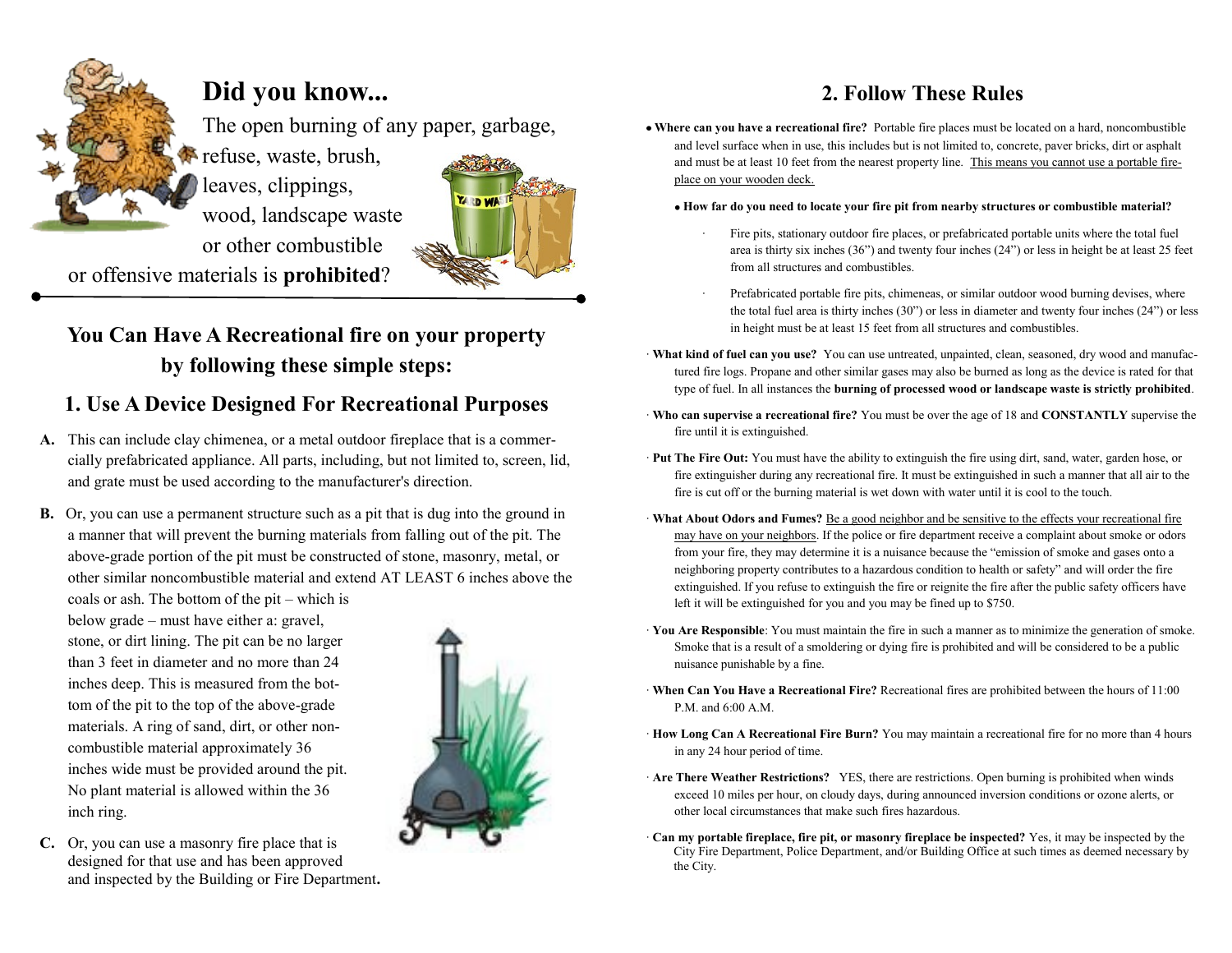# Did you know...

The open burning of any paper, garbage, refuse, waste, brush, leaves, clippings, wood, landscape waste or other combustible or offensive materials is **prohibited**?

## You Can Have A Recreational fire on your property by following these simple steps:

## 1. Use A Device Designed For Recreational Purposes

**A.** This can include clay chimenea, or a metal outdoor fireplace that is a commercially prefabricated appliance. All parts, including, but not limited to, screen, lid, and grate must be used according to the manufacturer's direction.

**B.** Or, you can use a permanent structure such as a pit that is dug into the ground in a manner that will prevent the burning materials from falling out of the pit. The above-grade portion of the pit must be constructed of stone, masonry, metal, or other similar noncombustible material and extend AT LEAST 6 inches above the coals or ash. The bottom of the pit – which is below grade – must have either a: gravel, stone, or dirt lining. The pit can be no larger than 3 feet in diameter and no more than 24 inches deep. This is measured from the bottom of the pit to the top of the above-grade materials. A ring of sand, dirt, or other noncombustible material approximately 36 inches wide must be provided around the pit. No plant material is allowed within the 36 inch ring.

**C.** Or, you can use a masonry fire place that is designed for that use and has been approved and inspected by the Building or Fire Department**.**

## 2. Follow These Rules

- **Where can you have a recreational fire?** Portable fire places must be located on a hard, noncombustible and level surface when in use, this includes but is not limited to, concrete, paver bricks, dirt or asphalt and must be at least 10 feet from the nearest property line. This means you cannot use a portable fireplace on your wooden deck.

  - **How far do you need to locate your fire pit from nearby structures or combustible material?**

    - Fire pits, stationary outdoor fire places, or prefabricated portable units where the total fuel area is thirty six inches (36") and twenty four inches (24") or less in height be at least 25 feet from all structures and combustibles.

    - Prefabricated portable fire pits, chimeneas, or similar outdoor wood burning devises, where the total fuel area is thirty inches (30") or less in diameter and twenty four inches (24") or less in height must be at least 15 feet from all structures and combustibles.

- **What kind of fuel can you use?** You can use untreated, unpainted, clean, seasoned, dry wood and manufactured fire logs. Propane and other similar gases may also be burned as long as the device is rated for that type of fuel. In all instances the **burning of processed wood or landscape waste is strictly prohibited**.

- **Who can supervise a recreational fire?** You must be over the age of 18 and **CONSTANTLY** supervise the fire until it is extinguished.

- **Put The Fire Out:** You must have the ability to extinguish the fire using dirt, sand, water, garden hose, or fire extinguisher during any recreational fire. It must be extinguished in such a manner that all air to the fire is cut off or the burning material is wet down with water until it is cool to the touch.

- **What About Odors and Fumes?** Be a good neighbor and be sensitive to the effects your recreational fire may have on your neighbors. If the police or fire department receive a complaint about smoke or odors from your fire, they may determine it is a nuisance because the "emission of smoke and gases onto a neighboring property contributes to a hazardous condition to health or safety" and will order the fire extinguished. If you refuse to extinguish the fire or reignite the fire after the public safety officers have left it will be extinguished for you and you may be fined up to $750.

- **You Are Responsible**: You must maintain the fire in such a manner as to minimize the generation of smoke. Smoke that is a result of a smoldering or dying fire is prohibited and will be considered to be a public nuisance punishable by a fine.

- **When Can You Have a Recreational Fire?** Recreational fires are prohibited between the hours of 11:00 P.M. and 6:00 A.M.

- **How Long Can A Recreational Fire Burn?** You may maintain a recreational fire for no more than 4 hours in any 24 hour period of time.

- **Are There Weather Restrictions?** YES, there are restrictions. Open burning is prohibited when winds exceed 10 miles per hour, on cloudy days, during announced inversion conditions or ozone alerts, or other local circumstances that make such fires hazardous.

- **Can my portable fireplace, fire pit, or masonry fireplace be inspected?** Yes, it may be inspected by the City Fire Department, Police Department, and/or Building Office at such times as deemed necessary by the City.